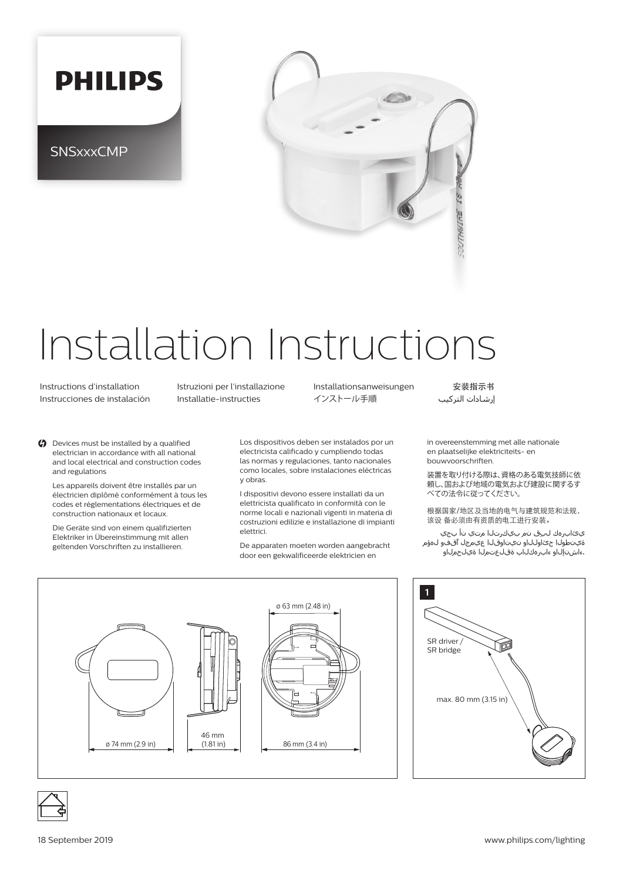**PHILIPS**

SNSxxxCMP

# Installation Instructions

Instructions d'installation
Instrucciones de instalación
Istruzioni per l'installazione
Installatie-instructies
Installationsanweisungen
インストール手順
安装指示书
إرشادات التركيب

Devices must be installed by a qualified electrician in accordance with all national and local electrical and construction codes and regulations

Les appareils doivent être installés par un électricien diplômé conformément à tous les codes et réglementations électriques et de construction nationaux et locaux.

Die Geräte sind von einem qualifizierten Elektriker in Übereinstimmung mit allen geltenden Vorschriften zu installieren.

Los dispositivos deben ser instalados por un electricista calificado y cumpliendo todas las normas y regulaciones, tanto nacionales como locales, sobre instalaciones eléctricas y obras.

I dispositivi devono essere installati da un elettricista qualificato in conformità con le norme locali e nazionali vigenti in materia di costruzioni edilizie e installazione di impianti elettrici.

De apparaten moeten worden aangebracht door een gekwalificeerde elektricien en in overeenstemming met alle nationale en plaatselijke elektriciteits- en bouwvoorschriften.

装置を取り付ける際は、資格のある電気技師に依頼し、国および地域の電気および建設に関するすべての法令に従ってください。

根据国家/地区及当地的电气与建筑规范和法规，该设 备必须由有资质的电工进行安装。

يجب أن يتم التركيب من قبل كهربائي مؤهل وفقًا لجميع القوانين واللوائح الوطنية والإنشاء المتعلقة بالكهرباء والمحلية.

ø 74 mm (2.9 in)

46 mm (1.81 in)

ø 63 mm (2.48 in)

86 mm (3.4 in)

**1**

SR driver / SR bridge

max. 80 mm (3.15 in)

18 September 2019

www.philips.com/lighting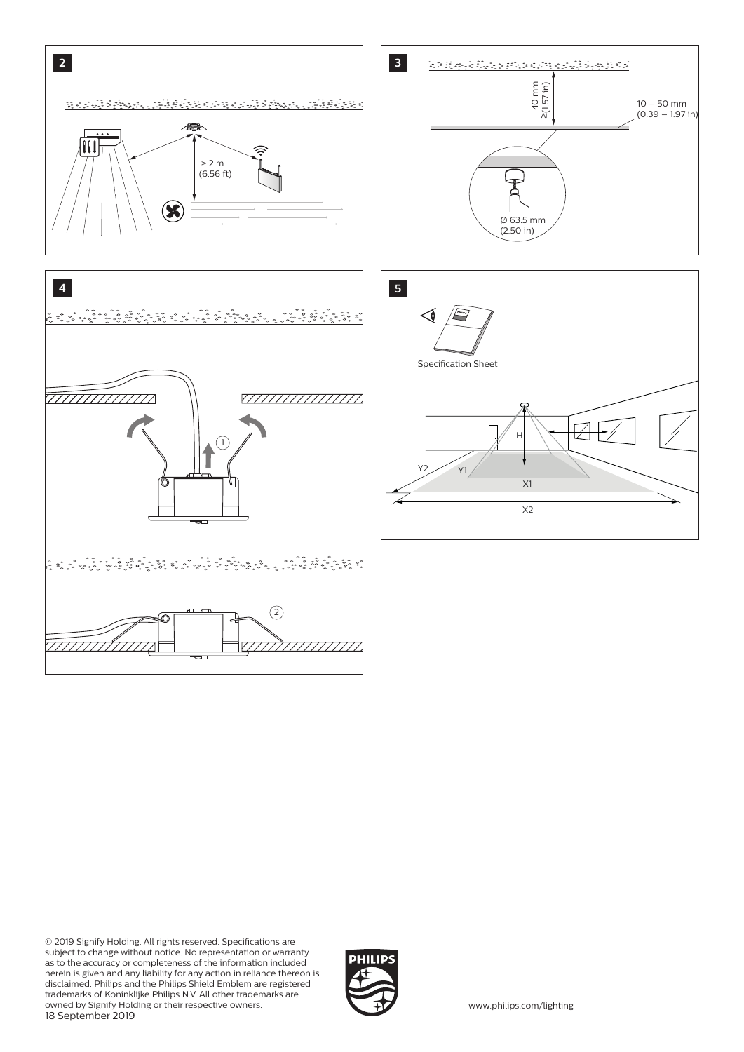2

> 2 m
(6.56 ft)

3

40 mm
≥(1.57 in)

10 – 50 mm
(0.39 – 1.97 in)

Ø 63.5 mm
(2.50 in)

4

1

2

5

Specification Sheet

H

Y2

Y1

X1

X2

© 2019 Signify Holding. All rights reserved. Specifications are subject to change without notice. No representation or warranty as to the accuracy or completeness of the information included herein is given and any liability for any action in reliance thereon is disclaimed. Philips and the Philips Shield Emblem are registered trademarks of Koninklijke Philips N.V. All other trademarks are owned by Signify Holding or their respective owners.
18 September 2019

PHILIPS

www.philips.com/lighting